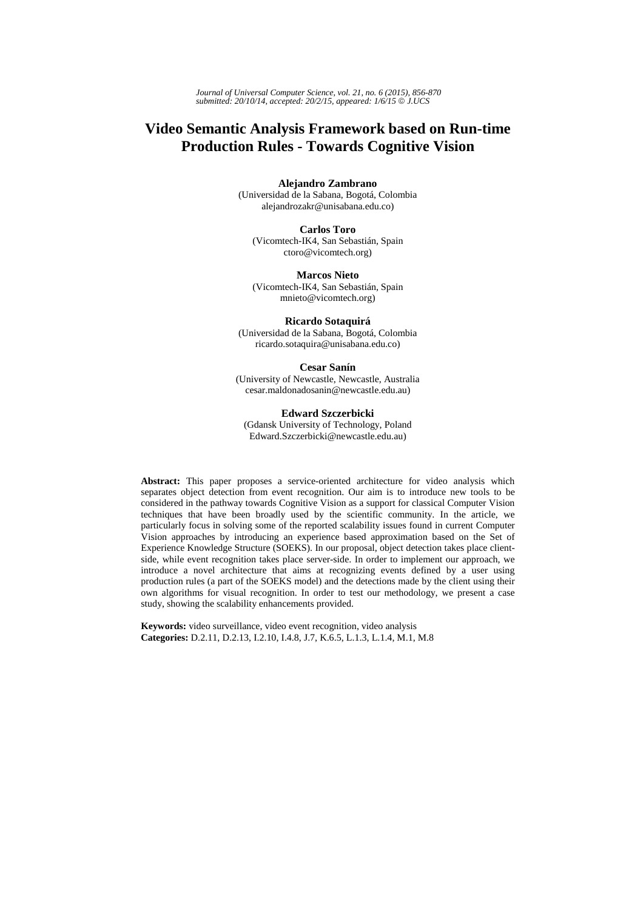# Video Semantic Analysis Framework based on Run-time Production Rules - Towards Cognitive Vision

**Alejandro Zambrano**
(Universidad de la Sabana, Bogotá, Colombia
alejandrozakr@unisabana.edu.co)

**Carlos Toro**
(Vicomtech-IK4, San Sebastián, Spain
ctoro@vicomtech.org)

**Marcos Nieto**
(Vicomtech-IK4, San Sebastián, Spain
mnieto@vicomtech.org)

**Ricardo Sotaquirá**
(Universidad de la Sabana, Bogotá, Colombia
ricardo.sotaquira@unisabana.edu.co)

**Cesar Sanín**
(University of Newcastle, Newcastle, Australia
cesar.maldonadosanin@newcastle.edu.au)

**Edward Szczerbicki**
(Gdansk University of Technology, Poland
Edward.Szczerbicki@newcastle.edu.au)

**Abstract:** This paper proposes a service-oriented architecture for video analysis which separates object detection from event recognition. Our aim is to introduce new tools to be considered in the pathway towards Cognitive Vision as a support for classical Computer Vision techniques that have been broadly used by the scientific community. In the article, we particularly focus in solving some of the reported scalability issues found in current Computer Vision approaches by introducing an experience based approximation based on the Set of Experience Knowledge Structure (SOEKS). In our proposal, object detection takes place client-side, while event recognition takes place server-side. In order to implement our approach, we introduce a novel architecture that aims at recognizing events defined by a user using production rules (a part of the SOEKS model) and the detections made by the client using their own algorithms for visual recognition. In order to test our methodology, we present a case study, showing the scalability enhancements provided.

**Keywords:** video surveillance, video event recognition, video analysis
**Categories:** D.2.11, D.2.13, I.2.10, I.4.8, J.7, K.6.5, L.1.3, L.1.4, M.1, M.8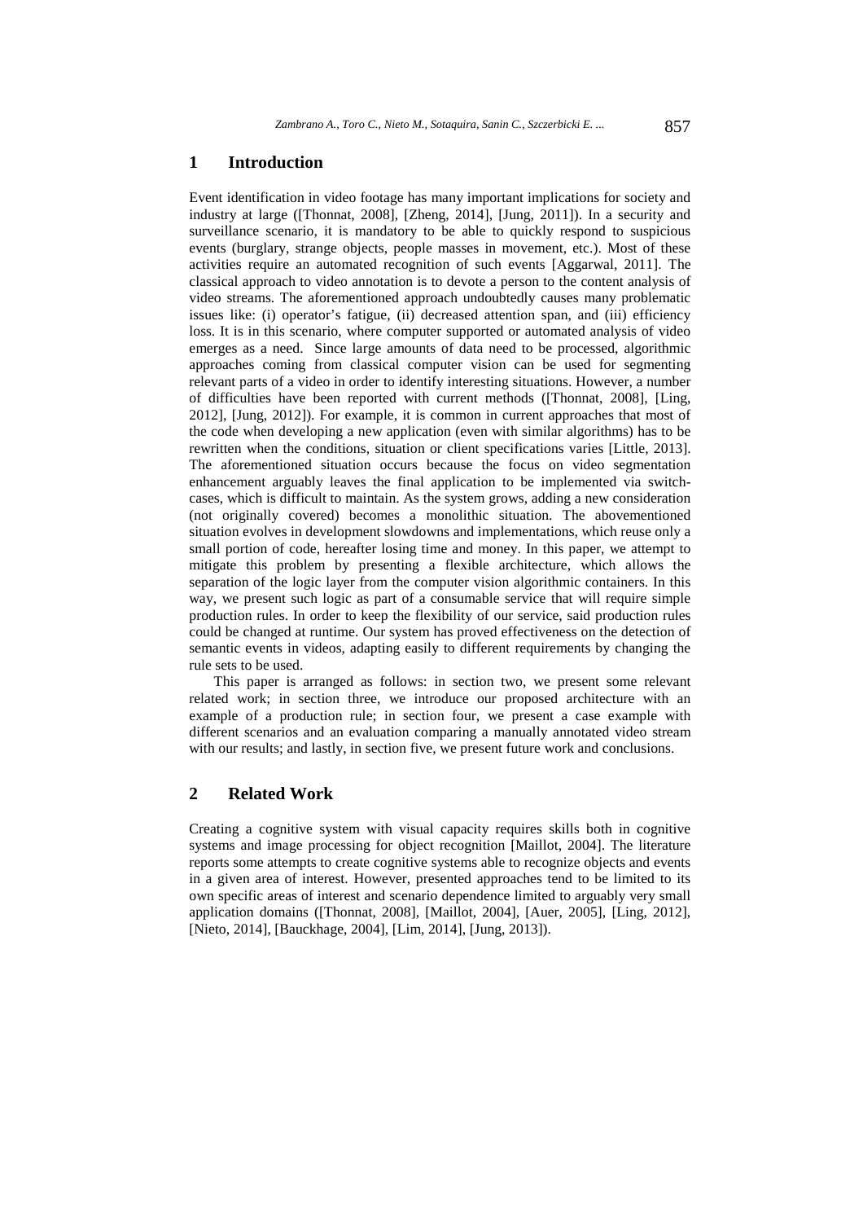## 1 Introduction

Event identification in video footage has many important implications for society and industry at large ([Thonnat, 2008], [Zheng, 2014], [Jung, 2011]). In a security and surveillance scenario, it is mandatory to be able to quickly respond to suspicious events (burglary, strange objects, people masses in movement, etc.). Most of these activities require an automated recognition of such events [Aggarwal, 2011]. The classical approach to video annotation is to devote a person to the content analysis of video streams. The aforementioned approach undoubtedly causes many problematic issues like: (i) operator's fatigue, (ii) decreased attention span, and (iii) efficiency loss. It is in this scenario, where computer supported or automated analysis of video emerges as a need. Since large amounts of data need to be processed, algorithmic approaches coming from classical computer vision can be used for segmenting relevant parts of a video in order to identify interesting situations. However, a number of difficulties have been reported with current methods ([Thonnat, 2008], [Ling, 2012], [Jung, 2012]). For example, it is common in current approaches that most of the code when developing a new application (even with similar algorithms) has to be rewritten when the conditions, situation or client specifications varies [Little, 2013]. The aforementioned situation occurs because the focus on video segmentation enhancement arguably leaves the final application to be implemented via switch-cases, which is difficult to maintain. As the system grows, adding a new consideration (not originally covered) becomes a monolithic situation. The abovementioned situation evolves in development slowdowns and implementations, which reuse only a small portion of code, hereafter losing time and money. In this paper, we attempt to mitigate this problem by presenting a flexible architecture, which allows the separation of the logic layer from the computer vision algorithmic containers. In this way, we present such logic as part of a consumable service that will require simple production rules. In order to keep the flexibility of our service, said production rules could be changed at runtime. Our system has proved effectiveness on the detection of semantic events in videos, adapting easily to different requirements by changing the rule sets to be used.

This paper is arranged as follows: in section two, we present some relevant related work; in section three, we introduce our proposed architecture with an example of a production rule; in section four, we present a case example with different scenarios and an evaluation comparing a manually annotated video stream with our results; and lastly, in section five, we present future work and conclusions.

## 2 Related Work

Creating a cognitive system with visual capacity requires skills both in cognitive systems and image processing for object recognition [Maillot, 2004]. The literature reports some attempts to create cognitive systems able to recognize objects and events in a given area of interest. However, presented approaches tend to be limited to its own specific areas of interest and scenario dependence limited to arguably very small application domains ([Thonnat, 2008], [Maillot, 2004], [Auer, 2005], [Ling, 2012], [Nieto, 2014], [Bauckhage, 2004], [Lim, 2014], [Jung, 2013]).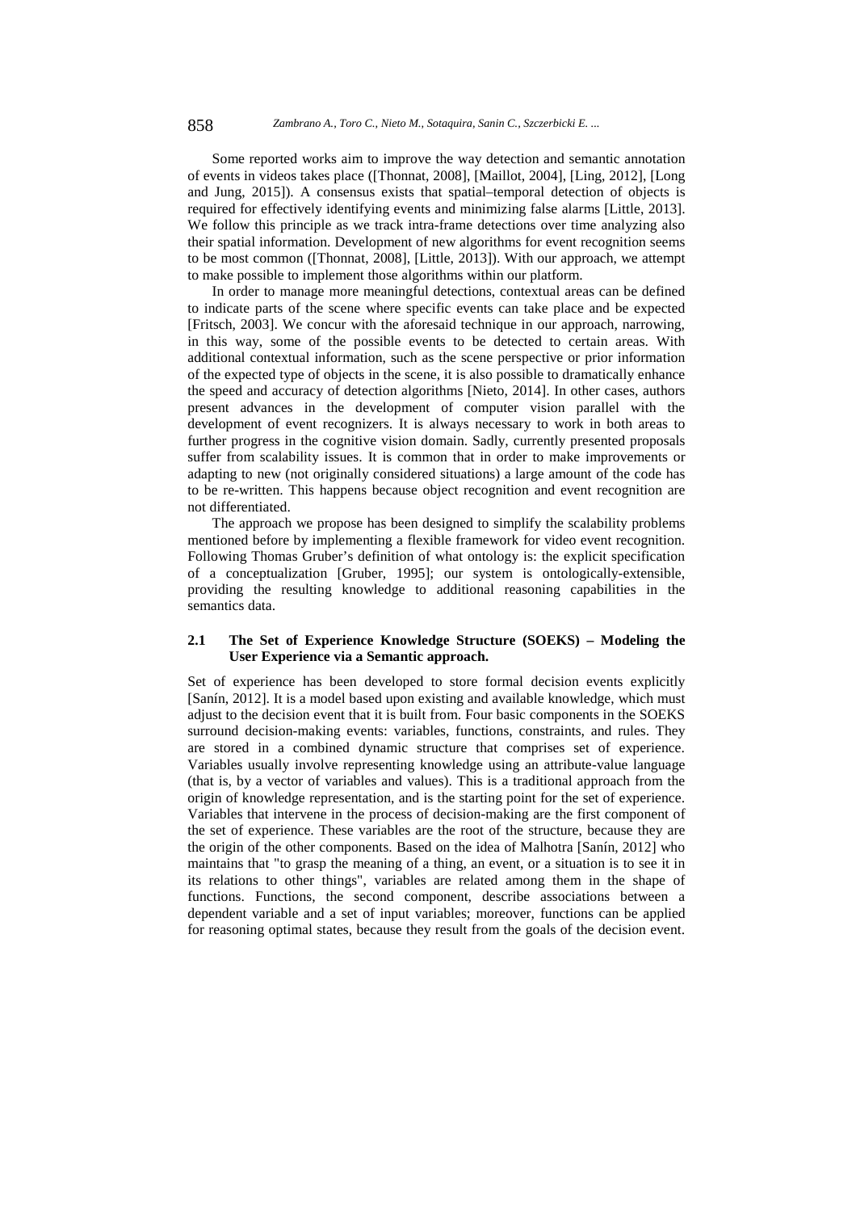Some reported works aim to improve the way detection and semantic annotation of events in videos takes place ([Thonnat, 2008], [Maillot, 2004], [Ling, 2012], [Long and Jung, 2015]). A consensus exists that spatial–temporal detection of objects is required for effectively identifying events and minimizing false alarms [Little, 2013]. We follow this principle as we track intra-frame detections over time analyzing also their spatial information. Development of new algorithms for event recognition seems to be most common ([Thonnat, 2008], [Little, 2013]). With our approach, we attempt to make possible to implement those algorithms within our platform.

In order to manage more meaningful detections, contextual areas can be defined to indicate parts of the scene where specific events can take place and be expected [Fritsch, 2003]. We concur with the aforesaid technique in our approach, narrowing, in this way, some of the possible events to be detected to certain areas. With additional contextual information, such as the scene perspective or prior information of the expected type of objects in the scene, it is also possible to dramatically enhance the speed and accuracy of detection algorithms [Nieto, 2014]. In other cases, authors present advances in the development of computer vision parallel with the development of event recognizers. It is always necessary to work in both areas to further progress in the cognitive vision domain. Sadly, currently presented proposals suffer from scalability issues. It is common that in order to make improvements or adapting to new (not originally considered situations) a large amount of the code has to be re-written. This happens because object recognition and event recognition are not differentiated.

The approach we propose has been designed to simplify the scalability problems mentioned before by implementing a flexible framework for video event recognition. Following Thomas Gruber's definition of what ontology is: the explicit specification of a conceptualization [Gruber, 1995]; our system is ontologically-extensible, providing the resulting knowledge to additional reasoning capabilities in the semantics data.

### 2.1 The Set of Experience Knowledge Structure (SOEKS) – Modeling the User Experience via a Semantic approach.

Set of experience has been developed to store formal decision events explicitly [Sanín, 2012]. It is a model based upon existing and available knowledge, which must adjust to the decision event that it is built from. Four basic components in the SOEKS surround decision-making events: variables, functions, constraints, and rules. They are stored in a combined dynamic structure that comprises set of experience. Variables usually involve representing knowledge using an attribute-value language (that is, by a vector of variables and values). This is a traditional approach from the origin of knowledge representation, and is the starting point for the set of experience. Variables that intervene in the process of decision-making are the first component of the set of experience. These variables are the root of the structure, because they are the origin of the other components. Based on the idea of Malhotra [Sanín, 2012] who maintains that "to grasp the meaning of a thing, an event, or a situation is to see it in its relations to other things", variables are related among them in the shape of functions. Functions, the second component, describe associations between a dependent variable and a set of input variables; moreover, functions can be applied for reasoning optimal states, because they result from the goals of the decision event.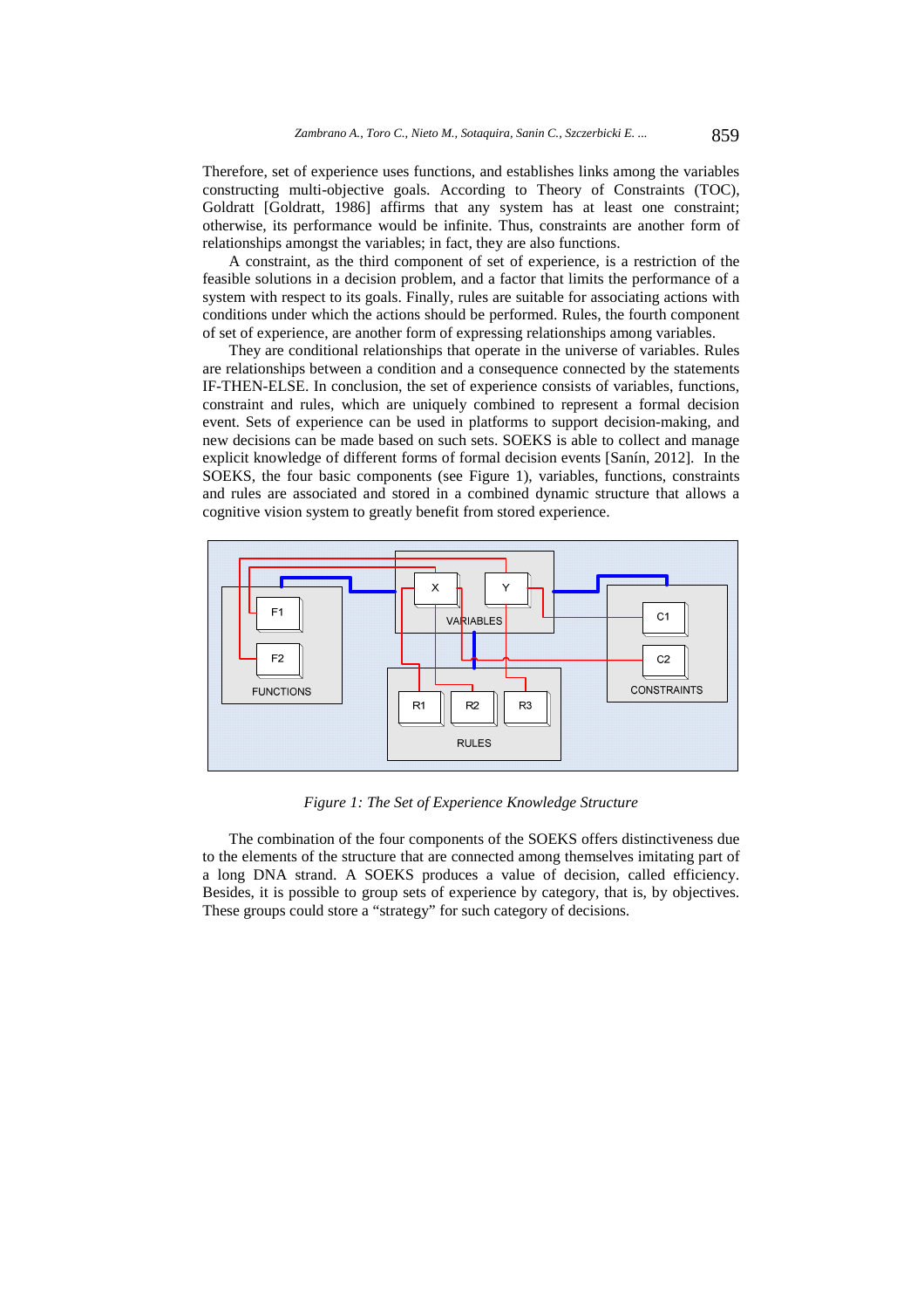Therefore, set of experience uses functions, and establishes links among the variables constructing multi-objective goals. According to Theory of Constraints (TOC), Goldratt [Goldratt, 1986] affirms that any system has at least one constraint; otherwise, its performance would be infinite. Thus, constraints are another form of relationships amongst the variables; in fact, they are also functions.

A constraint, as the third component of set of experience, is a restriction of the feasible solutions in a decision problem, and a factor that limits the performance of a system with respect to its goals. Finally, rules are suitable for associating actions with conditions under which the actions should be performed. Rules, the fourth component of set of experience, are another form of expressing relationships among variables.

They are conditional relationships that operate in the universe of variables. Rules are relationships between a condition and a consequence connected by the statements IF-THEN-ELSE. In conclusion, the set of experience consists of variables, functions, constraint and rules, which are uniquely combined to represent a formal decision event. Sets of experience can be used in platforms to support decision-making, and new decisions can be made based on such sets. SOEKS is able to collect and manage explicit knowledge of different forms of formal decision events [Sanín, 2012]. In the SOEKS, the four basic components (see Figure 1), variables, functions, constraints and rules are associated and stored in a combined dynamic structure that allows a cognitive vision system to greatly benefit from stored experience.

*Figure 1: The Set of Experience Knowledge Structure*

The combination of the four components of the SOEKS offers distinctiveness due to the elements of the structure that are connected among themselves imitating part of a long DNA strand. A SOEKS produces a value of decision, called efficiency. Besides, it is possible to group sets of experience by category, that is, by objectives. These groups could store a "strategy" for such category of decisions.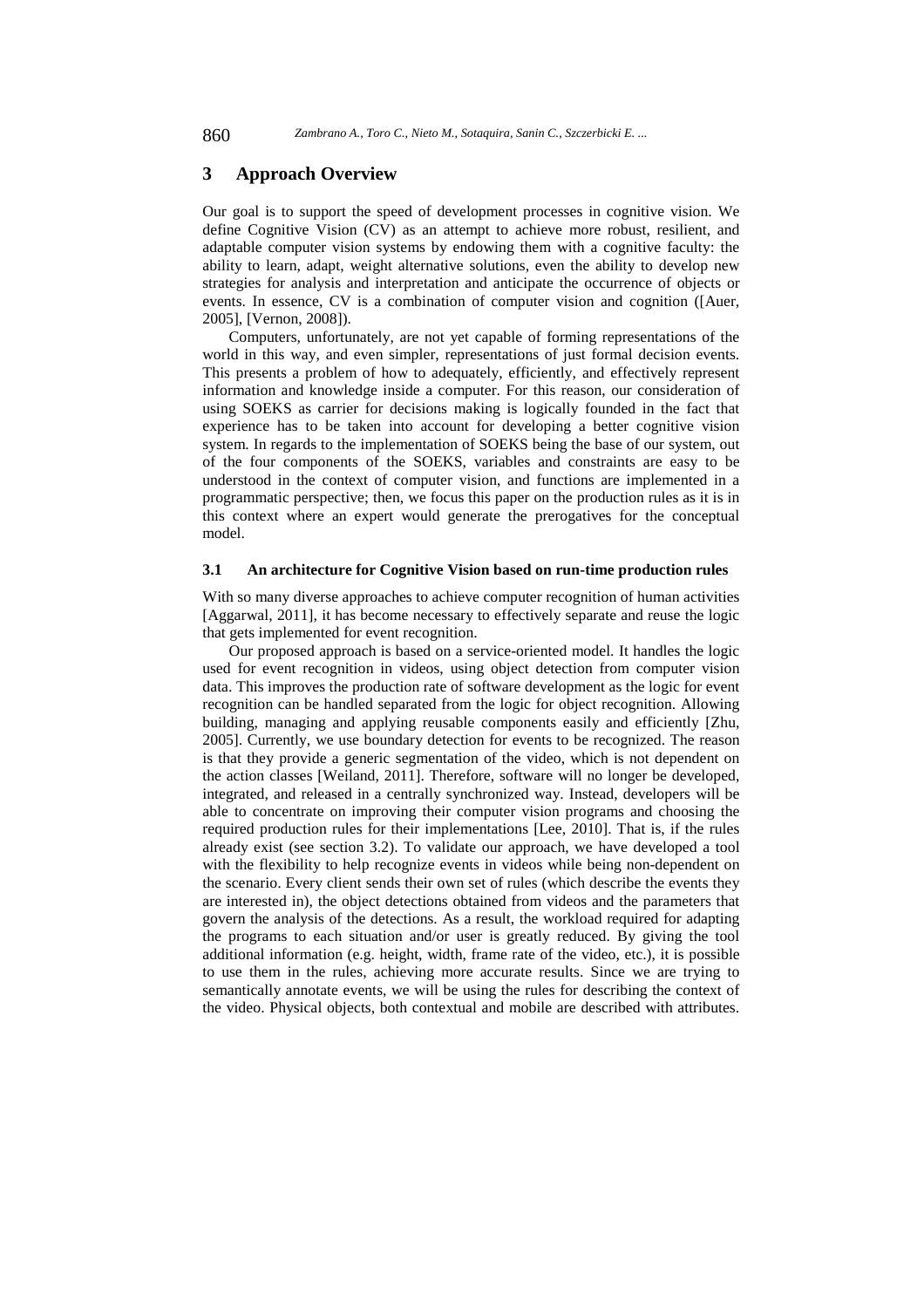## 3 Approach Overview

Our goal is to support the speed of development processes in cognitive vision. We define Cognitive Vision (CV) as an attempt to achieve more robust, resilient, and adaptable computer vision systems by endowing them with a cognitive faculty: the ability to learn, adapt, weight alternative solutions, even the ability to develop new strategies for analysis and interpretation and anticipate the occurrence of objects or events. In essence, CV is a combination of computer vision and cognition ([Auer, 2005], [Vernon, 2008]).

Computers, unfortunately, are not yet capable of forming representations of the world in this way, and even simpler, representations of just formal decision events. This presents a problem of how to adequately, efficiently, and effectively represent information and knowledge inside a computer. For this reason, our consideration of using SOEKS as carrier for decisions making is logically founded in the fact that experience has to be taken into account for developing a better cognitive vision system. In regards to the implementation of SOEKS being the base of our system, out of the four components of the SOEKS, variables and constraints are easy to be understood in the context of computer vision, and functions are implemented in a programmatic perspective; then, we focus this paper on the production rules as it is in this context where an expert would generate the prerogatives for the conceptual model.

### 3.1 An architecture for Cognitive Vision based on run-time production rules

With so many diverse approaches to achieve computer recognition of human activities [Aggarwal, 2011], it has become necessary to effectively separate and reuse the logic that gets implemented for event recognition.

Our proposed approach is based on a service-oriented model. It handles the logic used for event recognition in videos, using object detection from computer vision data. This improves the production rate of software development as the logic for event recognition can be handled separated from the logic for object recognition. Allowing building, managing and applying reusable components easily and efficiently [Zhu, 2005]. Currently, we use boundary detection for events to be recognized. The reason is that they provide a generic segmentation of the video, which is not dependent on the action classes [Weiland, 2011]. Therefore, software will no longer be developed, integrated, and released in a centrally synchronized way. Instead, developers will be able to concentrate on improving their computer vision programs and choosing the required production rules for their implementations [Lee, 2010]. That is, if the rules already exist (see section 3.2). To validate our approach, we have developed a tool with the flexibility to help recognize events in videos while being non-dependent on the scenario. Every client sends their own set of rules (which describe the events they are interested in), the object detections obtained from videos and the parameters that govern the analysis of the detections. As a result, the workload required for adapting the programs to each situation and/or user is greatly reduced. By giving the tool additional information (e.g. height, width, frame rate of the video, etc.), it is possible to use them in the rules, achieving more accurate results. Since we are trying to semantically annotate events, we will be using the rules for describing the context of the video. Physical objects, both contextual and mobile are described with attributes.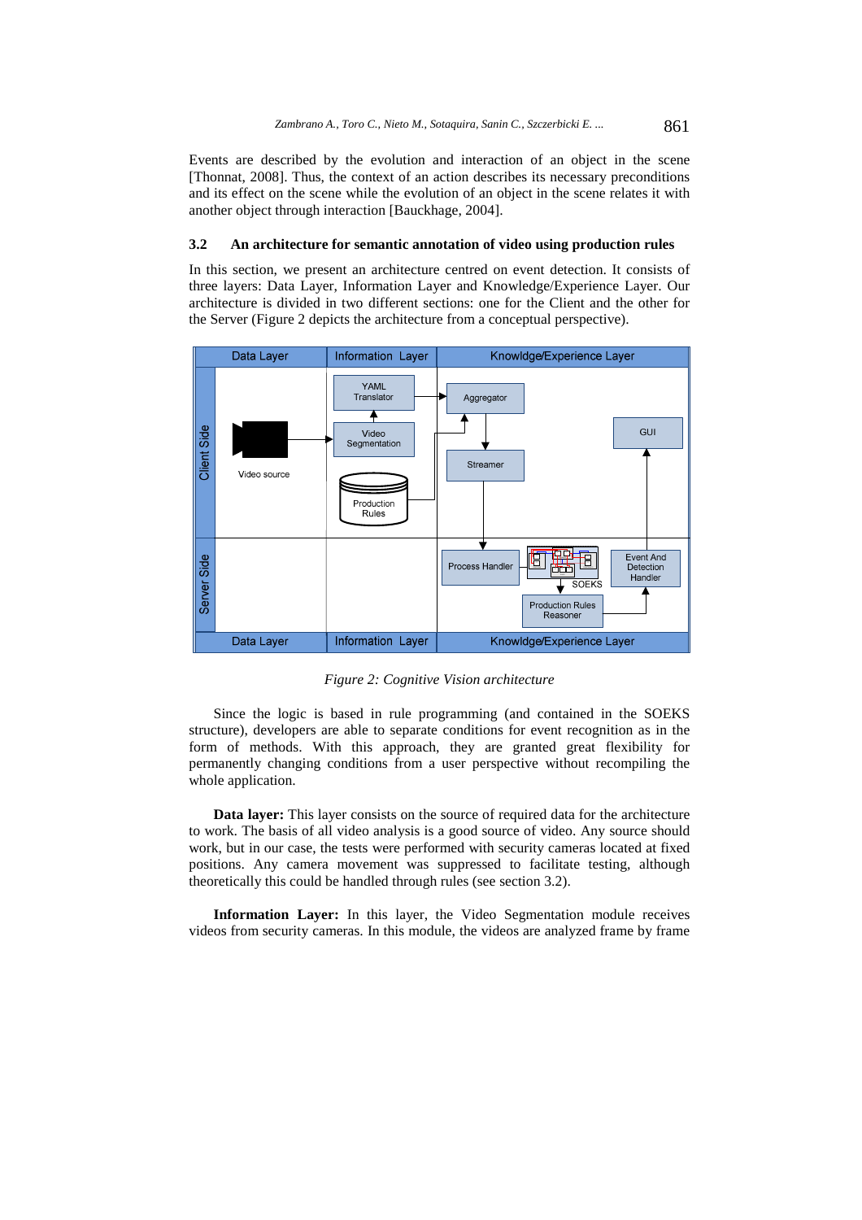Events are described by the evolution and interaction of an object in the scene [Thonnat, 2008]. Thus, the context of an action describes its necessary preconditions and its effect on the scene while the evolution of an object in the scene relates it with another object through interaction [Bauckhage, 2004].

### 3.2 An architecture for semantic annotation of video using production rules

In this section, we present an architecture centred on event detection. It consists of three layers: Data Layer, Information Layer and Knowledge/Experience Layer. Our architecture is divided in two different sections: one for the Client and the other for the Server (Figure 2 depicts the architecture from a conceptual perspective).

*Figure 2: Cognitive Vision architecture*

Since the logic is based in rule programming (and contained in the SOEKS structure), developers are able to separate conditions for event recognition as in the form of methods. With this approach, they are granted great flexibility for permanently changing conditions from a user perspective without recompiling the whole application.

**Data layer:** This layer consists on the source of required data for the architecture to work. The basis of all video analysis is a good source of video. Any source should work, but in our case, the tests were performed with security cameras located at fixed positions. Any camera movement was suppressed to facilitate testing, although theoretically this could be handled through rules (see section 3.2).

**Information Layer:** In this layer, the Video Segmentation module receives videos from security cameras. In this module, the videos are analyzed frame by frame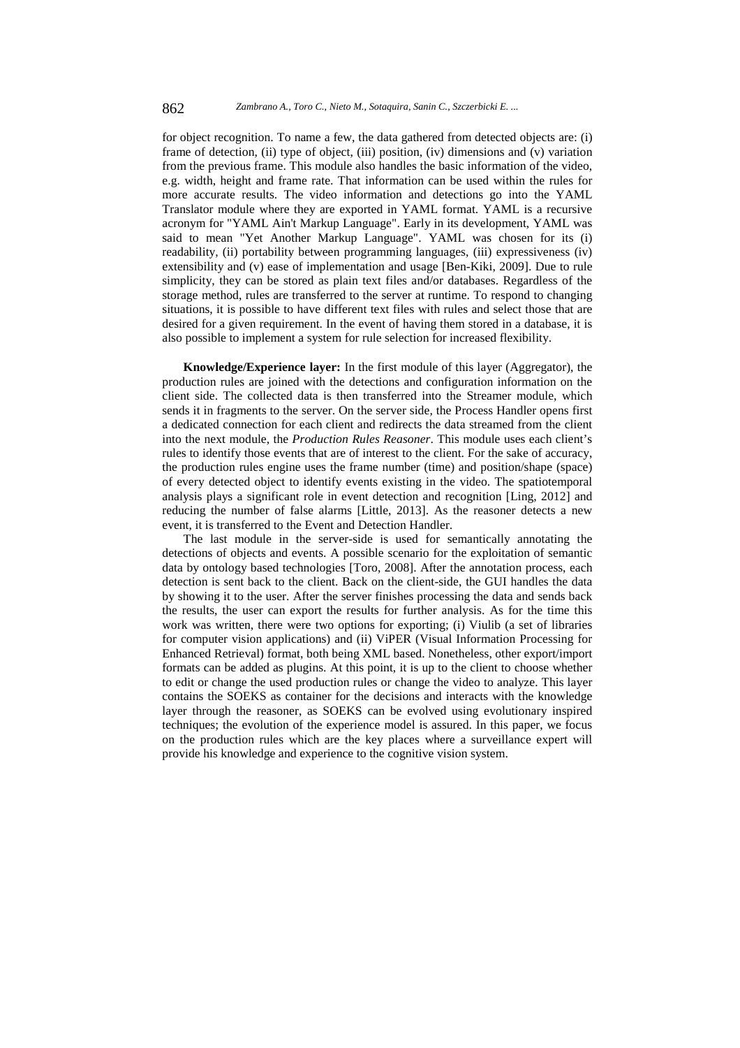for object recognition. To name a few, the data gathered from detected objects are: (i) frame of detection, (ii) type of object, (iii) position, (iv) dimensions and (v) variation from the previous frame. This module also handles the basic information of the video, e.g. width, height and frame rate. That information can be used within the rules for more accurate results. The video information and detections go into the YAML Translator module where they are exported in YAML format. YAML is a recursive acronym for "YAML Ain't Markup Language". Early in its development, YAML was said to mean "Yet Another Markup Language". YAML was chosen for its (i) readability, (ii) portability between programming languages, (iii) expressiveness (iv) extensibility and (v) ease of implementation and usage [Ben-Kiki, 2009]. Due to rule simplicity, they can be stored as plain text files and/or databases. Regardless of the storage method, rules are transferred to the server at runtime. To respond to changing situations, it is possible to have different text files with rules and select those that are desired for a given requirement. In the event of having them stored in a database, it is also possible to implement a system for rule selection for increased flexibility.

**Knowledge/Experience layer:** In the first module of this layer (Aggregator), the production rules are joined with the detections and configuration information on the client side. The collected data is then transferred into the Streamer module, which sends it in fragments to the server. On the server side, the Process Handler opens first a dedicated connection for each client and redirects the data streamed from the client into the next module, the *Production Rules Reasoner*. This module uses each client's rules to identify those events that are of interest to the client. For the sake of accuracy, the production rules engine uses the frame number (time) and position/shape (space) of every detected object to identify events existing in the video. The spatiotemporal analysis plays a significant role in event detection and recognition [Ling, 2012] and reducing the number of false alarms [Little, 2013]. As the reasoner detects a new event, it is transferred to the Event and Detection Handler.

The last module in the server-side is used for semantically annotating the detections of objects and events. A possible scenario for the exploitation of semantic data by ontology based technologies [Toro, 2008]. After the annotation process, each detection is sent back to the client. Back on the client-side, the GUI handles the data by showing it to the user. After the server finishes processing the data and sends back the results, the user can export the results for further analysis. As for the time this work was written, there were two options for exporting; (i) Viulib (a set of libraries for computer vision applications) and (ii) ViPER (Visual Information Processing for Enhanced Retrieval) format, both being XML based. Nonetheless, other export/import formats can be added as plugins. At this point, it is up to the client to choose whether to edit or change the used production rules or change the video to analyze. This layer contains the SOEKS as container for the decisions and interacts with the knowledge layer through the reasoner, as SOEKS can be evolved using evolutionary inspired techniques; the evolution of the experience model is assured. In this paper, we focus on the production rules which are the key places where a surveillance expert will provide his knowledge and experience to the cognitive vision system.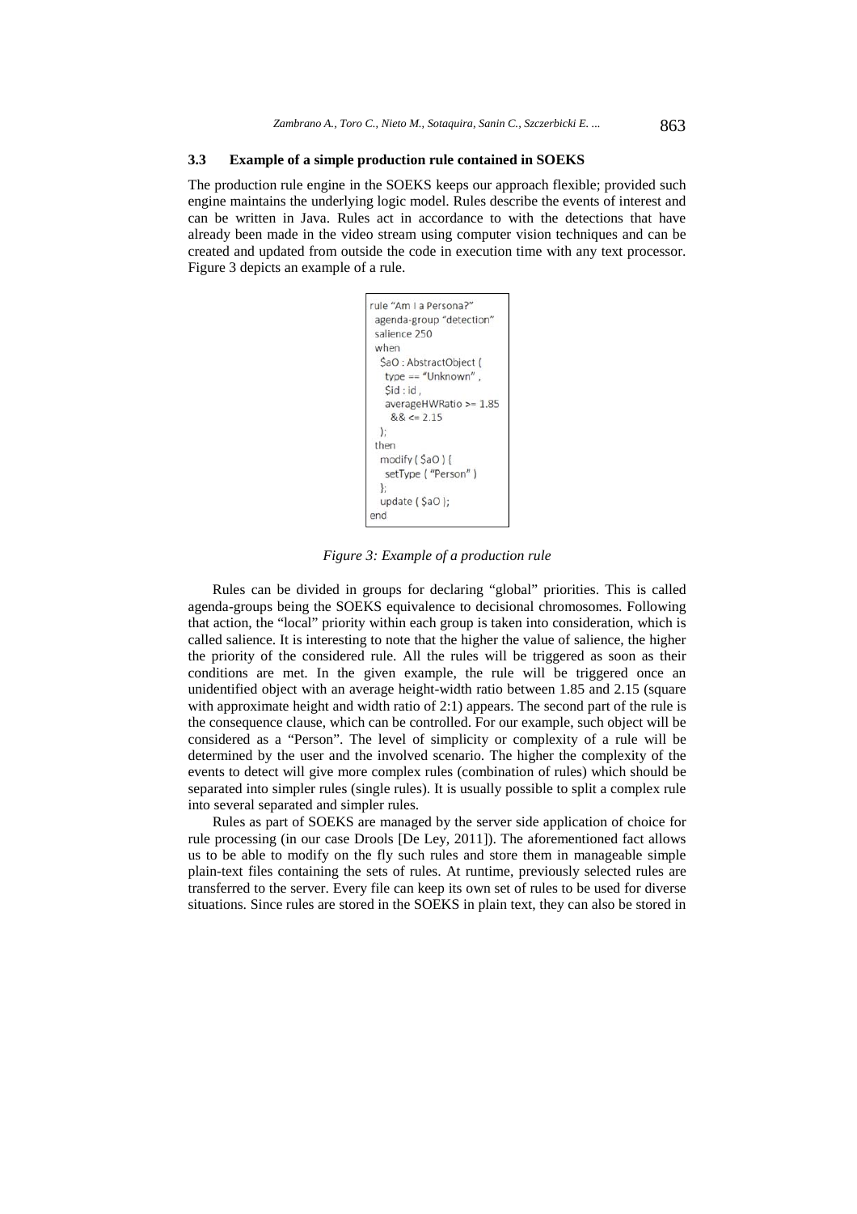### 3.3 Example of a simple production rule contained in SOEKS

The production rule engine in the SOEKS keeps our approach flexible; provided such engine maintains the underlying logic model. Rules describe the events of interest and can be written in Java. Rules act in accordance to with the detections that have already been made in the video stream using computer vision techniques and can be created and updated from outside the code in execution time with any text processor. Figure 3 depicts an example of a rule.

```
rule "Am I a Persona?"
 agenda-group "detection"
 salience 250
 when
  $aO : AbstractObject (
   type == "Unknown" ,
   $id : id ,
   averageHWRatio >= 1.85
    && <= 2.15
  );
 then
  modify ( $aO ) {
   setType ( "Person" )
  };
  update ( $aO );
end
```

*Figure 3: Example of a production rule*

Rules can be divided in groups for declaring "global" priorities. This is called agenda-groups being the SOEKS equivalence to decisional chromosomes. Following that action, the "local" priority within each group is taken into consideration, which is called salience. It is interesting to note that the higher the value of salience, the higher the priority of the considered rule. All the rules will be triggered as soon as their conditions are met. In the given example, the rule will be triggered once an unidentified object with an average height-width ratio between 1.85 and 2.15 (square with approximate height and width ratio of 2:1) appears. The second part of the rule is the consequence clause, which can be controlled. For our example, such object will be considered as a "Person". The level of simplicity or complexity of a rule will be determined by the user and the involved scenario. The higher the complexity of the events to detect will give more complex rules (combination of rules) which should be separated into simpler rules (single rules). It is usually possible to split a complex rule into several separated and simpler rules.

Rules as part of SOEKS are managed by the server side application of choice for rule processing (in our case Drools [De Ley, 2011]). The aforementioned fact allows us to be able to modify on the fly such rules and store them in manageable simple plain-text files containing the sets of rules. At runtime, previously selected rules are transferred to the server. Every file can keep its own set of rules to be used for diverse situations. Since rules are stored in the SOEKS in plain text, they can also be stored in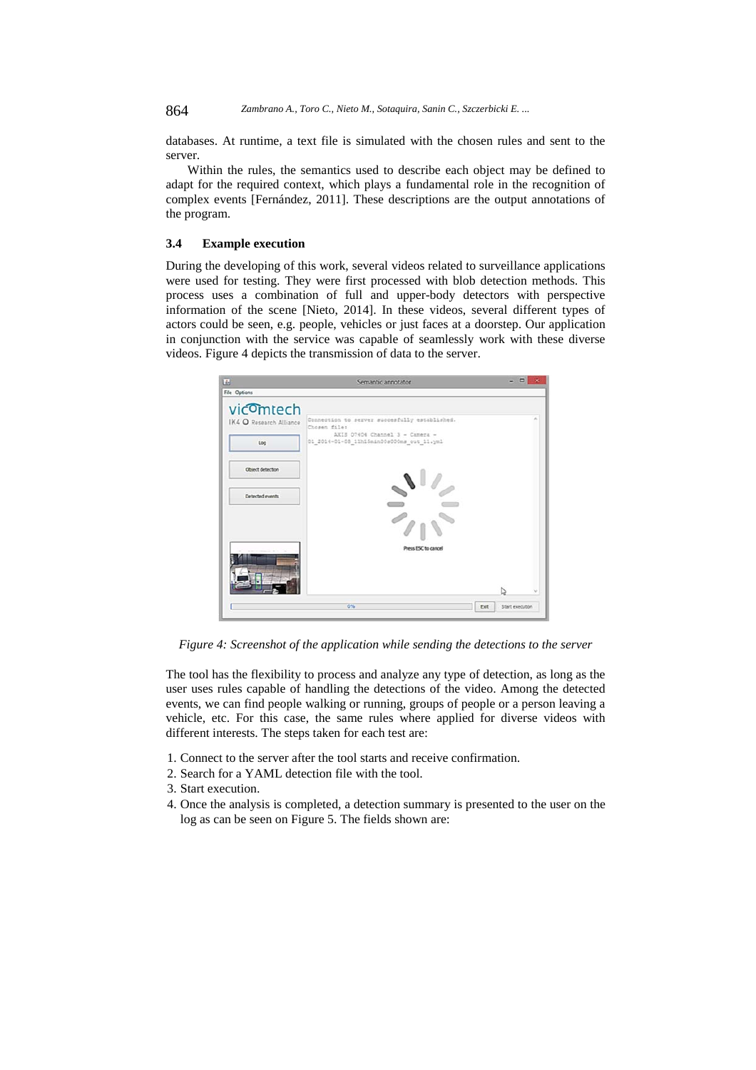databases. At runtime, a text file is simulated with the chosen rules and sent to the server.

Within the rules, the semantics used to describe each object may be defined to adapt for the required context, which plays a fundamental role in the recognition of complex events [Fernández, 2011]. These descriptions are the output annotations of the program.

### 3.4 Example execution

During the developing of this work, several videos related to surveillance applications were used for testing. They were first processed with blob detection methods. This process uses a combination of full and upper-body detectors with perspective information of the scene [Nieto, 2014]. In these videos, several different types of actors could be seen, e.g. people, vehicles or just faces at a doorstep. Our application in conjunction with the service was capable of seamlessly work with these diverse videos. Figure 4 depicts the transmission of data to the server.

*Figure 4: Screenshot of the application while sending the detections to the server*

The tool has the flexibility to process and analyze any type of detection, as long as the user uses rules capable of handling the detections of the video. Among the detected events, we can find people walking or running, groups of people or a person leaving a vehicle, etc. For this case, the same rules where applied for diverse videos with different interests. The steps taken for each test are:

1. Connect to the server after the tool starts and receive confirmation.
2. Search for a YAML detection file with the tool.
3. Start execution.
4. Once the analysis is completed, a detection summary is presented to the user on the log as can be seen on Figure 5. The fields shown are: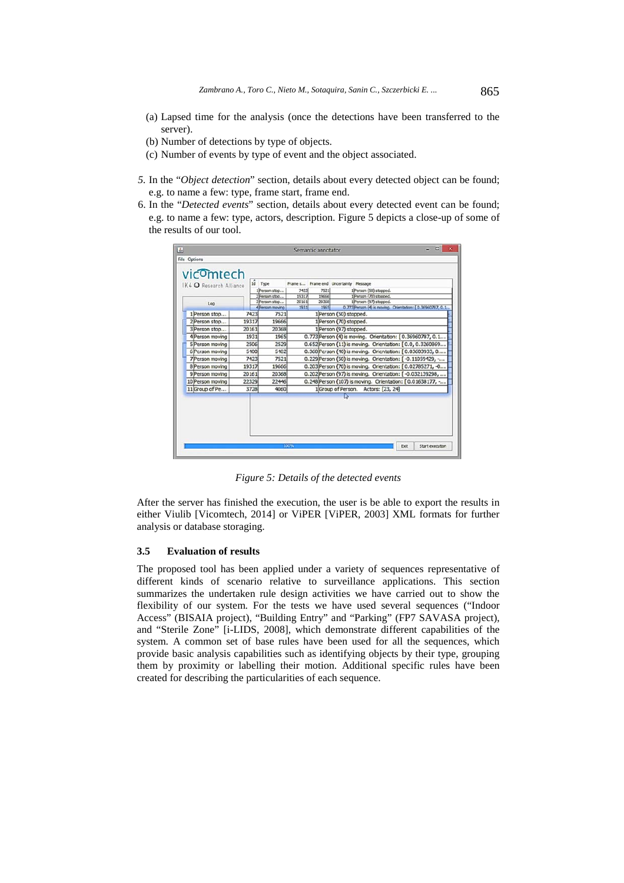(a) Lapsed time for the analysis (once the detections have been transferred to the server).
(b) Number of detections by type of objects.
(c) Number of events by type of event and the object associated.

5. In the "*Object detection*" section, details about every detected object can be found; e.g. to name a few: type, frame start, frame end.
6. In the "*Detected events*" section, details about every detected event can be found; e.g. to name a few: type, actors, description. Figure 5 depicts a close-up of some of the results of our tool.

*Figure 5: Details of the detected events*

After the server has finished the execution, the user is be able to export the results in either Viulib [Vicomtech, 2014] or ViPER [ViPER, 2003] XML formats for further analysis or database storaging.

### 3.5 Evaluation of results

The proposed tool has been applied under a variety of sequences representative of different kinds of scenario relative to surveillance applications. This section summarizes the undertaken rule design activities we have carried out to show the flexibility of our system. For the tests we have used several sequences ("Indoor Access" (BISAIA project), "Building Entry" and "Parking" (FP7 SAVASA project), and "Sterile Zone" [i-LIDS, 2008], which demonstrate different capabilities of the system. A common set of base rules have been used for all the sequences, which provide basic analysis capabilities such as identifying objects by their type, grouping them by proximity or labelling their motion. Additional specific rules have been created for describing the particularities of each sequence.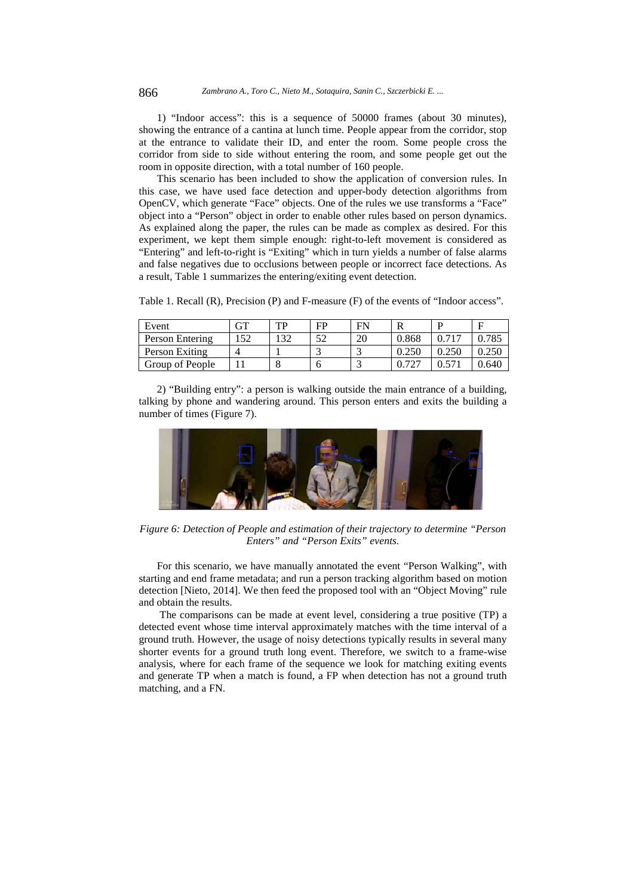1) "Indoor access": this is a sequence of 50000 frames (about 30 minutes), showing the entrance of a cantina at lunch time. People appear from the corridor, stop at the entrance to validate their ID, and enter the room. Some people cross the corridor from side to side without entering the room, and some people get out the room in opposite direction, with a total number of 160 people.

This scenario has been included to show the application of conversion rules. In this case, we have used face detection and upper-body detection algorithms from OpenCV, which generate "Face" objects. One of the rules we use transforms a "Face" object into a "Person" object in order to enable other rules based on person dynamics. As explained along the paper, the rules can be made as complex as desired. For this experiment, we kept them simple enough: right-to-left movement is considered as "Entering" and left-to-right is "Exiting" which in turn yields a number of false alarms and false negatives due to occlusions between people or incorrect face detections. As a result, Table 1 summarizes the entering/exiting event detection.

Table 1. Recall (R), Precision (P) and F-measure (F) of the events of "Indoor access".

| Event | GT | TP | FP | FN | R | P | F |
|---|---|---|---|---|---|---|---|
| Person Entering | 152 | 132 | 52 | 20 | 0.868 | 0.717 | 0.785 |
| Person Exiting | 4 | 1 | 3 | 3 | 0.250 | 0.250 | 0.250 |
| Group of People | 11 | 8 | 6 | 3 | 0.727 | 0.571 | 0.640 |

2) "Building entry": a person is walking outside the main entrance of a building, talking by phone and wandering around. This person enters and exits the building a number of times (Figure 7).

*Figure 6: Detection of People and estimation of their trajectory to determine "Person Enters" and "Person Exits" events.*

For this scenario, we have manually annotated the event "Person Walking", with starting and end frame metadata; and run a person tracking algorithm based on motion detection [Nieto, 2014]. We then feed the proposed tool with an "Object Moving" rule and obtain the results.

The comparisons can be made at event level, considering a true positive (TP) a detected event whose time interval approximately matches with the time interval of a ground truth. However, the usage of noisy detections typically results in several many shorter events for a ground truth long event. Therefore, we switch to a frame-wise analysis, where for each frame of the sequence we look for matching exiting events and generate TP when a match is found, a FP when detection has not a ground truth matching, and a FN.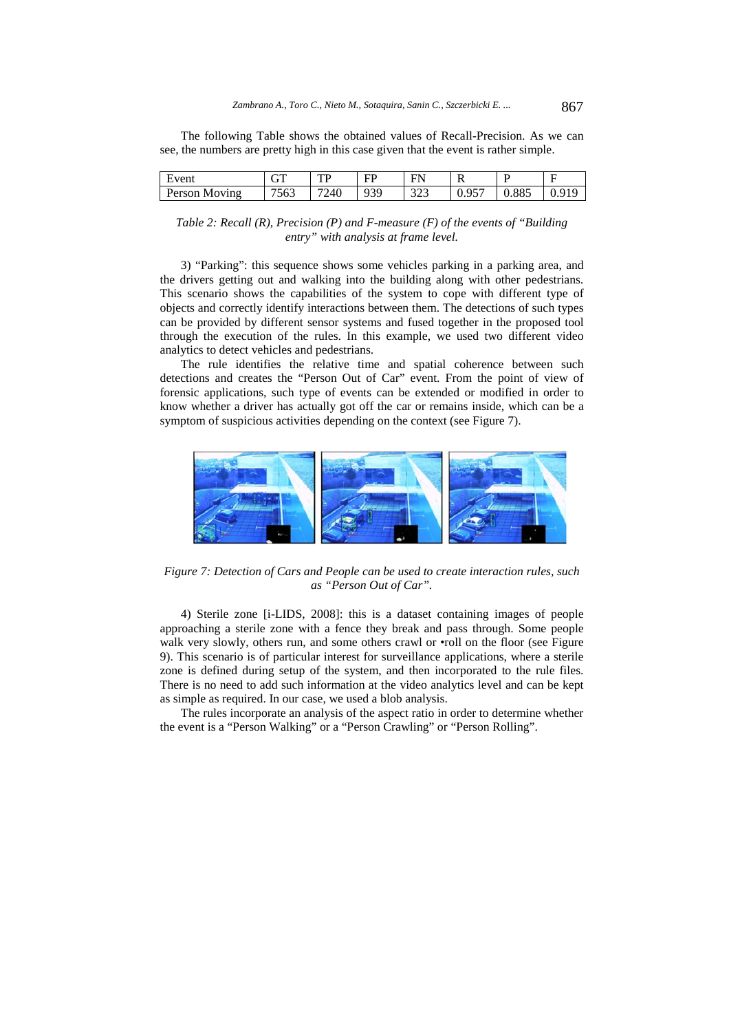The following Table shows the obtained values of Recall-Precision. As we can see, the numbers are pretty high in this case given that the event is rather simple.

| Event | GT | TP | FP | FN | R | P | F |
|---|---|---|---|---|---|---|---|
| Person Moving | 7563 | 7240 | 939 | 323 | 0.957 | 0.885 | 0.919 |

*Table 2: Recall (R), Precision (P) and F-measure (F) of the events of "Building entry" with analysis at frame level.*

3) "Parking": this sequence shows some vehicles parking in a parking area, and the drivers getting out and walking into the building along with other pedestrians. This scenario shows the capabilities of the system to cope with different type of objects and correctly identify interactions between them. The detections of such types can be provided by different sensor systems and fused together in the proposed tool through the execution of the rules. In this example, we used two different video analytics to detect vehicles and pedestrians.

The rule identifies the relative time and spatial coherence between such detections and creates the "Person Out of Car" event. From the point of view of forensic applications, such type of events can be extended or modified in order to know whether a driver has actually got off the car or remains inside, which can be a symptom of suspicious activities depending on the context (see Figure 7).

*Figure 7: Detection of Cars and People can be used to create interaction rules, such as "Person Out of Car".*

4) Sterile zone [i-LIDS, 2008]: this is a dataset containing images of people approaching a sterile zone with a fence they break and pass through. Some people walk very slowly, others run, and some others crawl or •roll on the floor (see Figure 9). This scenario is of particular interest for surveillance applications, where a sterile zone is defined during setup of the system, and then incorporated to the rule files. There is no need to add such information at the video analytics level and can be kept as simple as required. In our case, we used a blob analysis.

The rules incorporate an analysis of the aspect ratio in order to determine whether the event is a "Person Walking" or a "Person Crawling" or "Person Rolling".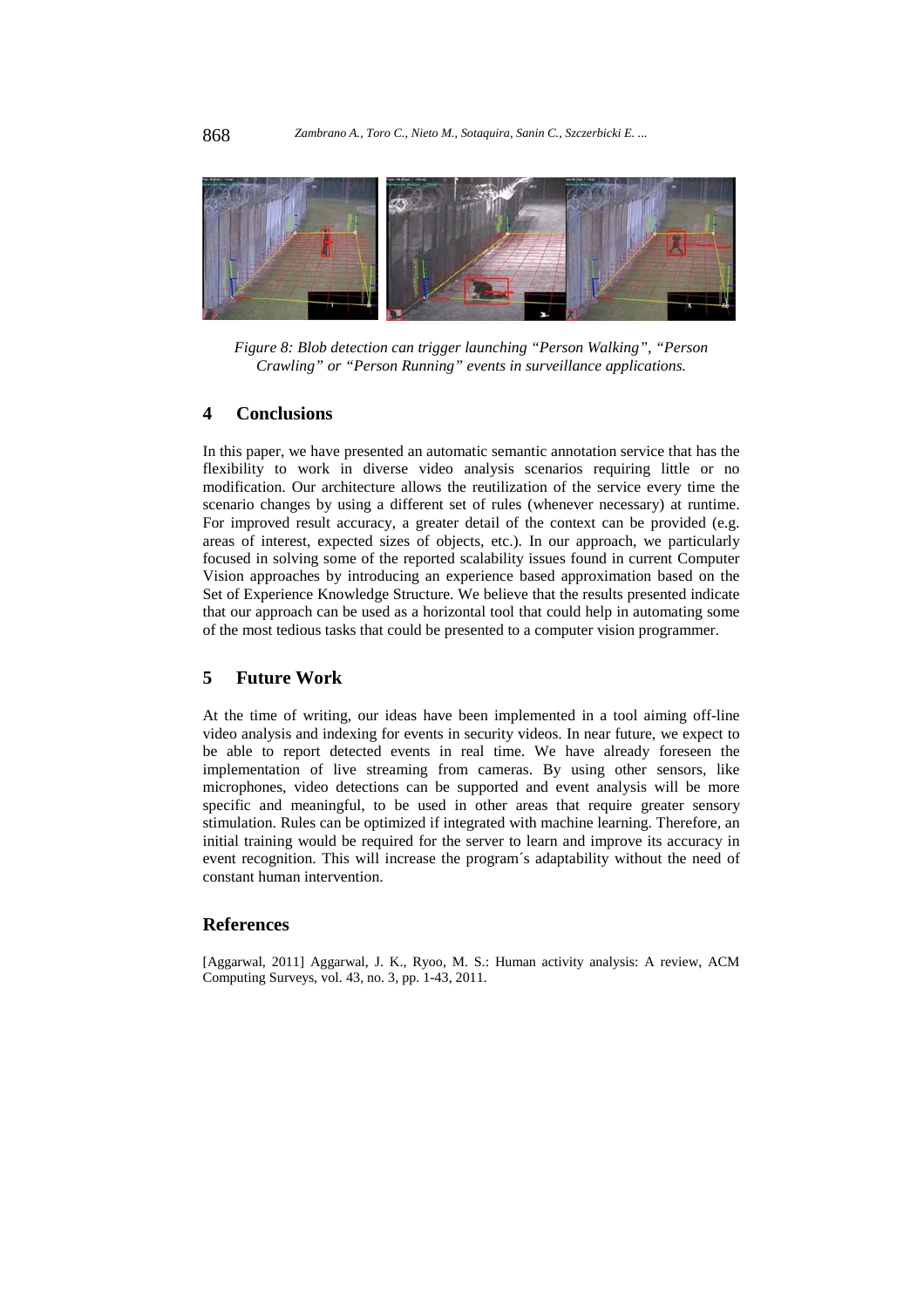*Figure 8: Blob detection can trigger launching "Person Walking", "Person Crawling" or "Person Running" events in surveillance applications.*

## 4 Conclusions

In this paper, we have presented an automatic semantic annotation service that has the flexibility to work in diverse video analysis scenarios requiring little or no modification. Our architecture allows the reutilization of the service every time the scenario changes by using a different set of rules (whenever necessary) at runtime. For improved result accuracy, a greater detail of the context can be provided (e.g. areas of interest, expected sizes of objects, etc.). In our approach, we particularly focused in solving some of the reported scalability issues found in current Computer Vision approaches by introducing an experience based approximation based on the Set of Experience Knowledge Structure. We believe that the results presented indicate that our approach can be used as a horizontal tool that could help in automating some of the most tedious tasks that could be presented to a computer vision programmer.

## 5 Future Work

At the time of writing, our ideas have been implemented in a tool aiming off-line video analysis and indexing for events in security videos. In near future, we expect to be able to report detected events in real time. We have already foreseen the implementation of live streaming from cameras. By using other sensors, like microphones, video detections can be supported and event analysis will be more specific and meaningful, to be used in other areas that require greater sensory stimulation. Rules can be optimized if integrated with machine learning. Therefore, an initial training would be required for the server to learn and improve its accuracy in event recognition. This will increase the program´s adaptability without the need of constant human intervention.

## References

[Aggarwal, 2011] Aggarwal, J. K., Ryoo, M. S.: Human activity analysis: A review, ACM Computing Surveys, vol. 43, no. 3, pp. 1-43, 2011.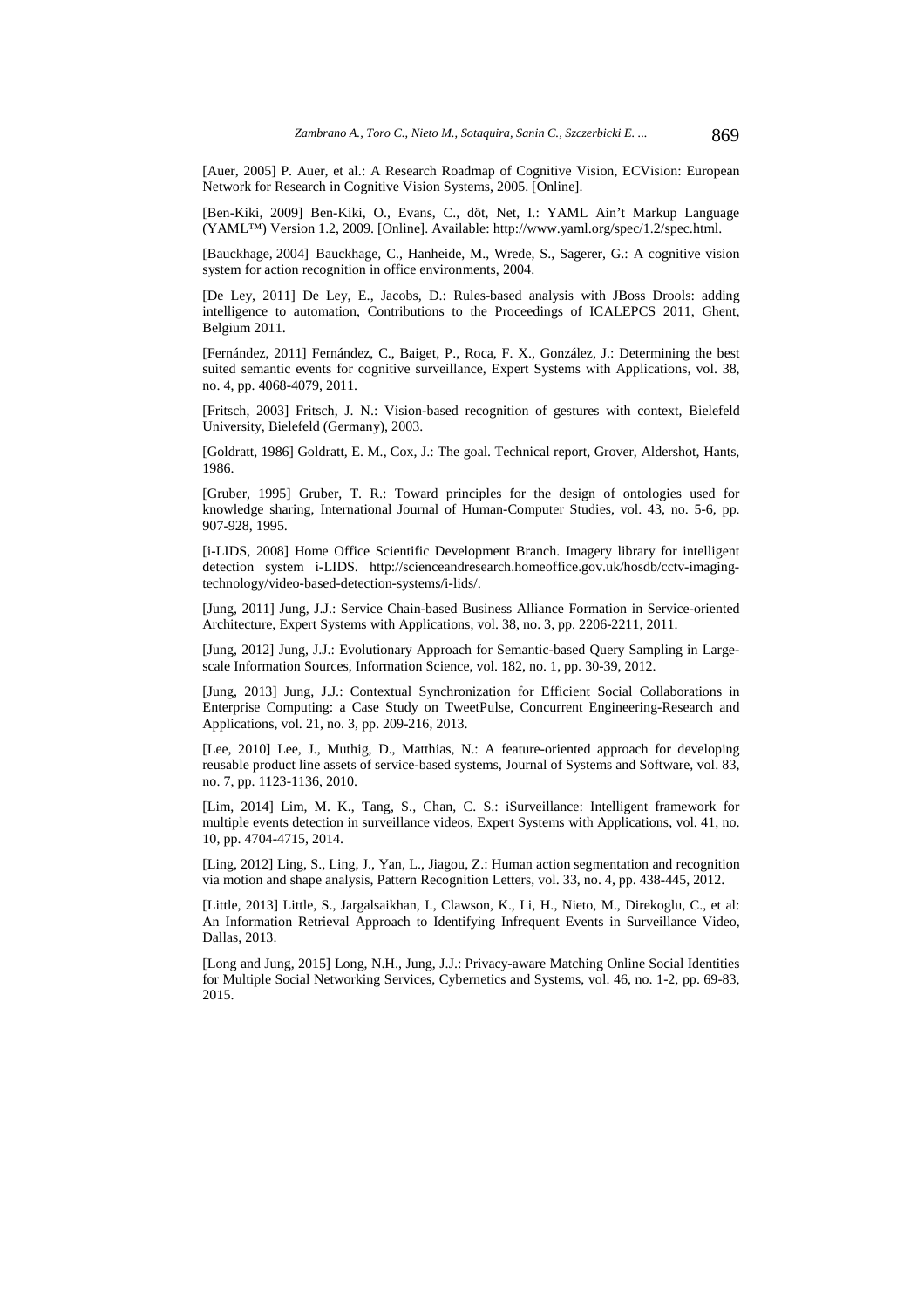[Auer, 2005] P. Auer, et al.: A Research Roadmap of Cognitive Vision, ECVision: European Network for Research in Cognitive Vision Systems, 2005. [Online].

[Ben-Kiki, 2009] Ben-Kiki, O., Evans, C., döt, Net, I.: YAML Ain't Markup Language (YAML™) Version 1.2, 2009. [Online]. Available: http://www.yaml.org/spec/1.2/spec.html.

[Bauckhage, 2004] Bauckhage, C., Hanheide, M., Wrede, S., Sagerer, G.: A cognitive vision system for action recognition in office environments, 2004.

[De Ley, 2011] De Ley, E., Jacobs, D.: Rules-based analysis with JBoss Drools: adding intelligence to automation, Contributions to the Proceedings of ICALEPCS 2011, Ghent, Belgium 2011.

[Fernández, 2011] Fernández, C., Baiget, P., Roca, F. X., González, J.: Determining the best suited semantic events for cognitive surveillance, Expert Systems with Applications, vol. 38, no. 4, pp. 4068-4079, 2011.

[Fritsch, 2003] Fritsch, J. N.: Vision-based recognition of gestures with context, Bielefeld University, Bielefeld (Germany), 2003.

[Goldratt, 1986] Goldratt, E. M., Cox, J.: The goal. Technical report, Grover, Aldershot, Hants, 1986.

[Gruber, 1995] Gruber, T. R.: Toward principles for the design of ontologies used for knowledge sharing, International Journal of Human-Computer Studies, vol. 43, no. 5-6, pp. 907-928, 1995.

[i-LIDS, 2008] Home Office Scientific Development Branch. Imagery library for intelligent detection system i-LIDS. http://scienceandresearch.homeoffice.gov.uk/hosdb/cctv-imaging-technology/video-based-detection-systems/i-lids/.

[Jung, 2011] Jung, J.J.: Service Chain-based Business Alliance Formation in Service-oriented Architecture, Expert Systems with Applications, vol. 38, no. 3, pp. 2206-2211, 2011.

[Jung, 2012] Jung, J.J.: Evolutionary Approach for Semantic-based Query Sampling in Large-scale Information Sources, Information Science, vol. 182, no. 1, pp. 30-39, 2012.

[Jung, 2013] Jung, J.J.: Contextual Synchronization for Efficient Social Collaborations in Enterprise Computing: a Case Study on TweetPulse, Concurrent Engineering-Research and Applications, vol. 21, no. 3, pp. 209-216, 2013.

[Lee, 2010] Lee, J., Muthig, D., Matthias, N.: A feature-oriented approach for developing reusable product line assets of service-based systems, Journal of Systems and Software, vol. 83, no. 7, pp. 1123-1136, 2010.

[Lim, 2014] Lim, M. K., Tang, S., Chan, C. S.: iSurveillance: Intelligent framework for multiple events detection in surveillance videos, Expert Systems with Applications, vol. 41, no. 10, pp. 4704-4715, 2014.

[Ling, 2012] Ling, S., Ling, J., Yan, L., Jiagou, Z.: Human action segmentation and recognition via motion and shape analysis, Pattern Recognition Letters, vol. 33, no. 4, pp. 438-445, 2012.

[Little, 2013] Little, S., Jargalsaikhan, I., Clawson, K., Li, H., Nieto, M., Direkoglu, C., et al: An Information Retrieval Approach to Identifying Infrequent Events in Surveillance Video, Dallas, 2013.

[Long and Jung, 2015] Long, N.H., Jung, J.J.: Privacy-aware Matching Online Social Identities for Multiple Social Networking Services, Cybernetics and Systems, vol. 46, no. 1-2, pp. 69-83, 2015.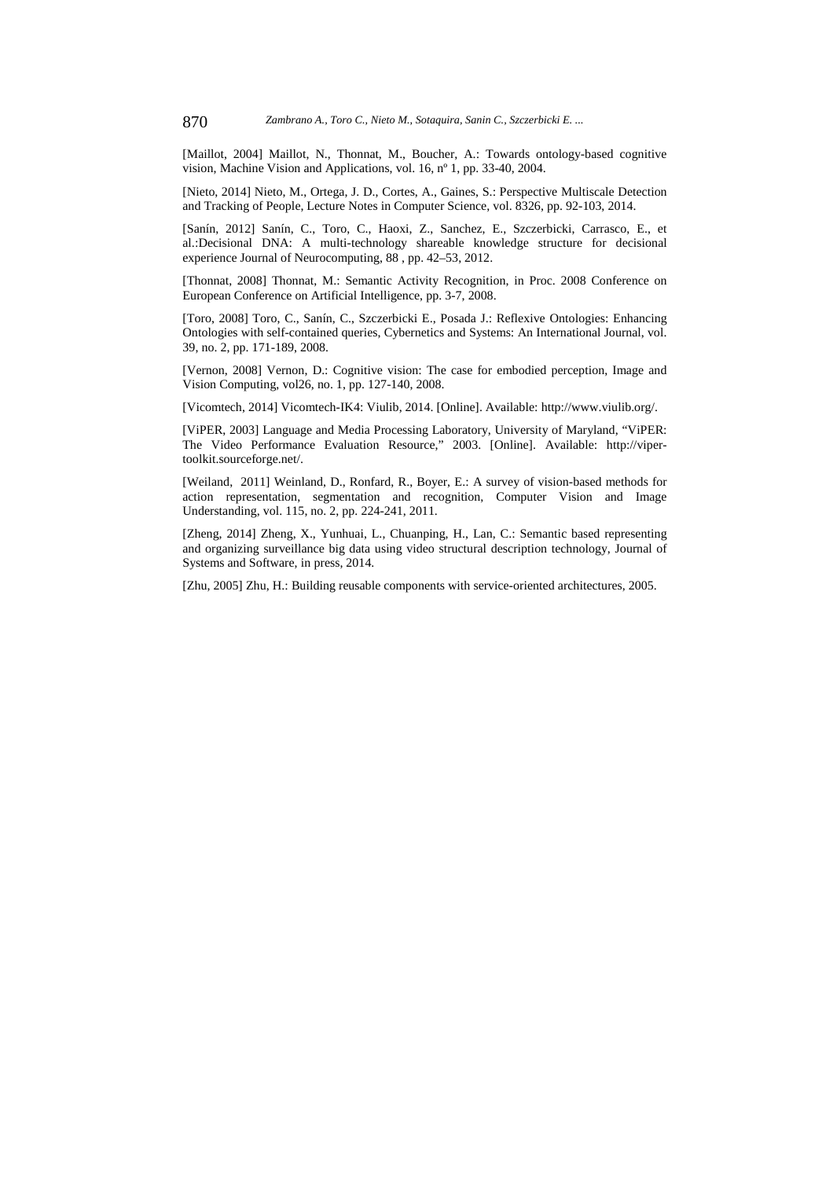[Maillot, 2004] Maillot, N., Thonnat, M., Boucher, A.: Towards ontology-based cognitive vision, Machine Vision and Applications, vol. 16, nº 1, pp. 33-40, 2004.

[Nieto, 2014] Nieto, M., Ortega, J. D., Cortes, A., Gaines, S.: Perspective Multiscale Detection and Tracking of People, Lecture Notes in Computer Science, vol. 8326, pp. 92-103, 2014.

[Sanín, 2012] Sanín, C., Toro, C., Haoxi, Z., Sanchez, E., Szczerbicki, Carrasco, E., et al.:Decisional DNA: A multi-technology shareable knowledge structure for decisional experience Journal of Neurocomputing, 88 , pp. 42–53, 2012.

[Thonnat, 2008] Thonnat, M.: Semantic Activity Recognition, in Proc. 2008 Conference on European Conference on Artificial Intelligence, pp. 3-7, 2008.

[Toro, 2008] Toro, C., Sanín, C., Szczerbicki E., Posada J.: Reflexive Ontologies: Enhancing Ontologies with self-contained queries, Cybernetics and Systems: An International Journal, vol. 39, no. 2, pp. 171-189, 2008.

[Vernon, 2008] Vernon, D.: Cognitive vision: The case for embodied perception, Image and Vision Computing, vol26, no. 1, pp. 127-140, 2008.

[Vicomtech, 2014] Vicomtech-IK4: Viulib, 2014. [Online]. Available: http://www.viulib.org/.

[ViPER, 2003] Language and Media Processing Laboratory, University of Maryland, "ViPER: The Video Performance Evaluation Resource," 2003. [Online]. Available: http://viper-toolkit.sourceforge.net/.

[Weiland, 2011] Weinland, D., Ronfard, R., Boyer, E.: A survey of vision-based methods for action representation, segmentation and recognition, Computer Vision and Image Understanding, vol. 115, no. 2, pp. 224-241, 2011.

[Zheng, 2014] Zheng, X., Yunhuai, L., Chuanping, H., Lan, C.: Semantic based representing and organizing surveillance big data using video structural description technology, Journal of Systems and Software, in press, 2014.

[Zhu, 2005] Zhu, H.: Building reusable components with service-oriented architectures, 2005.